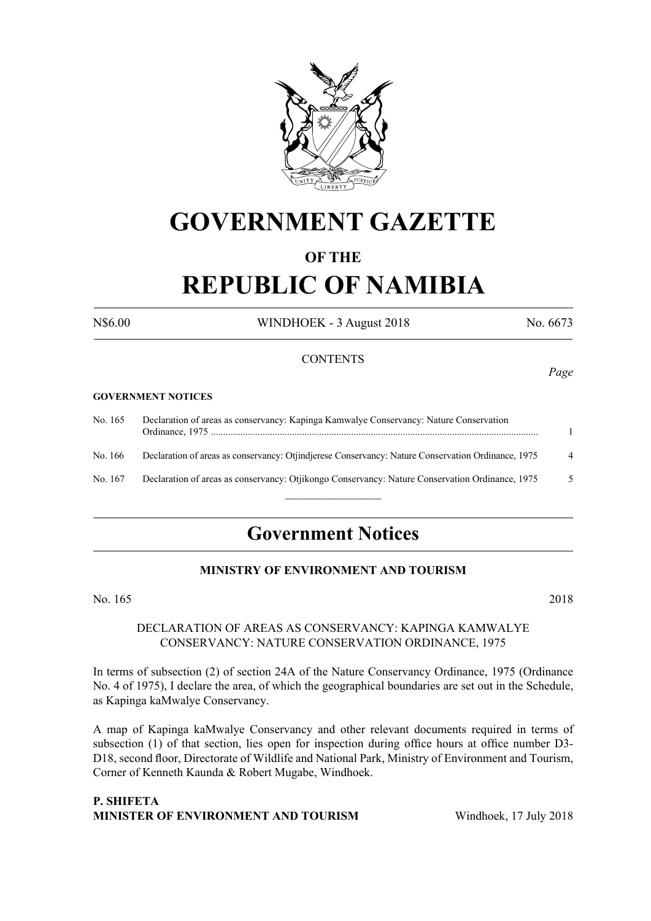# GOVERNMENT GAZETTE

## OF THE

# REPUBLIC OF NAMIBIA

N$6.00 WINDHOEK - 3 August 2018 No. 6673

CONTENTS

*Page*

**GOVERNMENT NOTICES**

| | | |
|---|---|---|
| No. 165 | Declaration of areas as conservancy: Kapinga Kamwalye Conservancy: Nature Conservation Ordinance, 1975 | 1 |
| No. 166 | Declaration of areas as conservancy: Otjindjerese Conservancy: Nature Conservation Ordinance, 1975 | 4 |
| No. 167 | Declaration of areas as conservancy: Otjikongo Conservancy: Nature Conservation Ordinance, 1975 | 5 |

## Government Notices

### MINISTRY OF ENVIRONMENT AND TOURISM

No. 165 2018

DECLARATION OF AREAS AS CONSERVANCY: KAPINGA KAMWALYE CONSERVANCY: NATURE CONSERVATION ORDINANCE, 1975

In terms of subsection (2) of section 24A of the Nature Conservancy Ordinance, 1975 (Ordinance No. 4 of 1975), I declare the area, of which the geographical boundaries are set out in the Schedule, as Kapinga kaMwalye Conservancy.

A map of Kapinga kaMwalye Conservancy and other relevant documents required in terms of subsection (1) of that section, lies open for inspection during office hours at office number D3-D18, second floor, Directorate of Wildlife and National Park, Ministry of Environment and Tourism, Corner of Kenneth Kaunda & Robert Mugabe, Windhoek.

**P. SHIFETA**
**MINISTER OF ENVIRONMENT AND TOURISM** Windhoek, 17 July 2018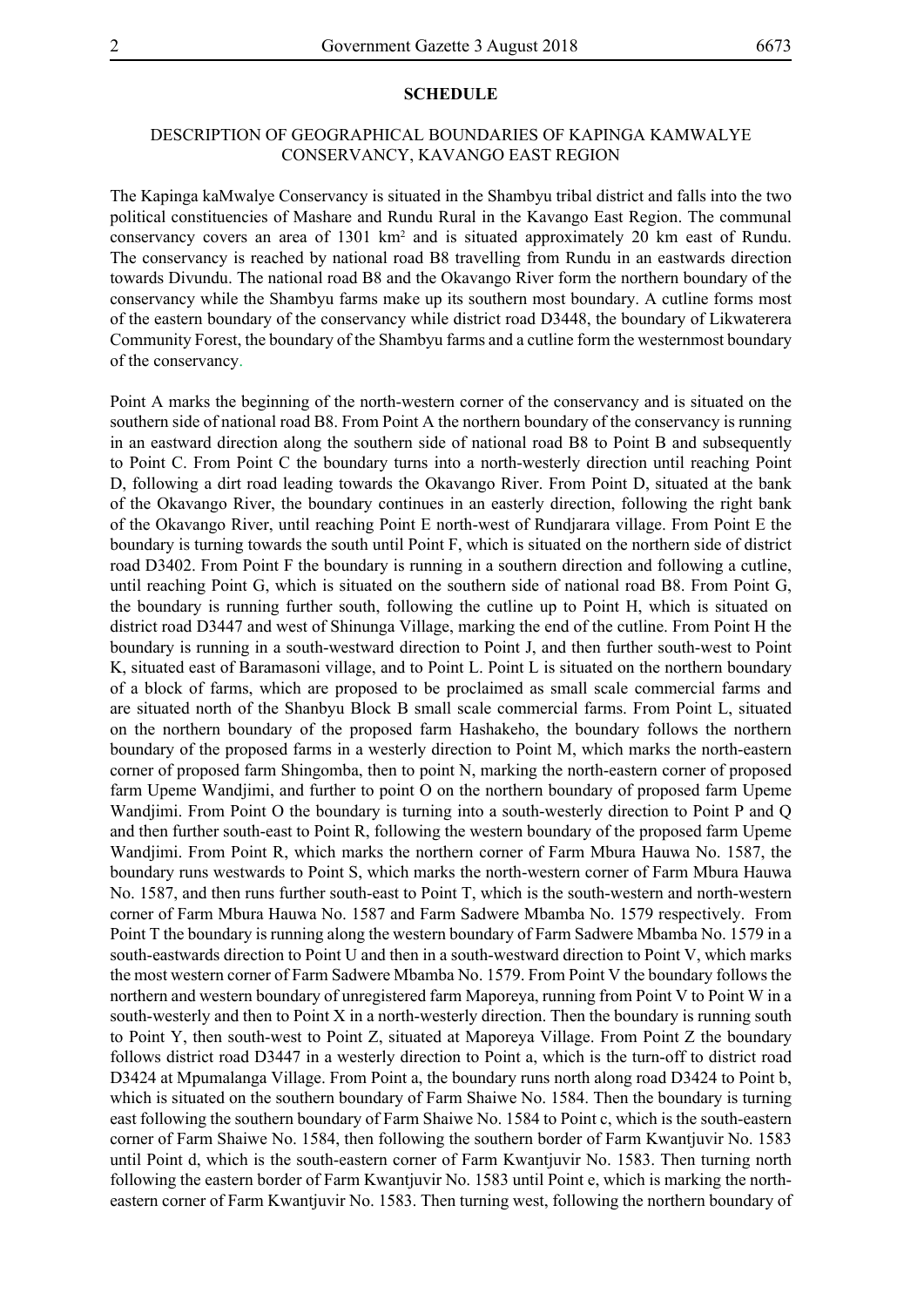**SCHEDULE**

DESCRIPTION OF GEOGRAPHICAL BOUNDARIES OF KAPINGA KAMWALYE CONSERVANCY, KAVANGO EAST REGION

The Kapinga kaMwalye Conservancy is situated in the Shambyu tribal district and falls into the two political constituencies of Mashare and Rundu Rural in the Kavango East Region. The communal conservancy covers an area of 1301 km$^2$ and is situated approximately 20 km east of Rundu. The conservancy is reached by national road B8 travelling from Rundu in an eastwards direction towards Divundu. The national road B8 and the Okavango River form the northern boundary of the conservancy while the Shambyu farms make up its southern most boundary. A cutline forms most of the eastern boundary of the conservancy while district road D3448, the boundary of Likwaterera Community Forest, the boundary of the Shambyu farms and a cutline form the westernmost boundary of the conservancy.

Point A marks the beginning of the north-western corner of the conservancy and is situated on the southern side of national road B8. From Point A the northern boundary of the conservancy is running in an eastward direction along the southern side of national road B8 to Point B and subsequently to Point C. From Point C the boundary turns into a north-westerly direction until reaching Point D, following a dirt road leading towards the Okavango River. From Point D, situated at the bank of the Okavango River, the boundary continues in an easterly direction, following the right bank of the Okavango River, until reaching Point E north-west of Rundjarara village. From Point E the boundary is turning towards the south until Point F, which is situated on the northern side of district road D3402. From Point F the boundary is running in a southern direction and following a cutline, until reaching Point G, which is situated on the southern side of national road B8. From Point G, the boundary is running further south, following the cutline up to Point H, which is situated on district road D3447 and west of Shinunga Village, marking the end of the cutline. From Point H the boundary is running in a south-westward direction to Point J, and then further south-west to Point K, situated east of Baramasoni village, and to Point L. Point L is situated on the northern boundary of a block of farms, which are proposed to be proclaimed as small scale commercial farms and are situated north of the Shanbyu Block B small scale commercial farms. From Point L, situated on the northern boundary of the proposed farm Hashakeho, the boundary follows the northern boundary of the proposed farms in a westerly direction to Point M, which marks the north-eastern corner of proposed farm Shingomba, then to point N, marking the north-eastern corner of proposed farm Upeme Wandjimi, and further to point O on the northern boundary of proposed farm Upeme Wandjimi. From Point O the boundary is turning into a south-westerly direction to Point P and Q and then further south-east to Point R, following the western boundary of the proposed farm Upeme Wandjimi. From Point R, which marks the northern corner of Farm Mbura Hauwa No. 1587, the boundary runs westwards to Point S, which marks the north-western corner of Farm Mbura Hauwa No. 1587, and then runs further south-east to Point T, which is the south-western and north-western corner of Farm Mbura Hauwa No. 1587 and Farm Sadwere Mbamba No. 1579 respectively. From Point T the boundary is running along the western boundary of Farm Sadwere Mbamba No. 1579 in a south-eastwards direction to Point U and then in a south-westward direction to Point V, which marks the most western corner of Farm Sadwere Mbamba No. 1579. From Point V the boundary follows the northern and western boundary of unregistered farm Maporeya, running from Point V to Point W in a south-westerly and then to Point X in a north-westerly direction. Then the boundary is running south to Point Y, then south-west to Point Z, situated at Maporeya Village. From Point Z the boundary follows district road D3447 in a westerly direction to Point a, which is the turn-off to district road D3424 at Mpumalanga Village. From Point a, the boundary runs north along road D3424 to Point b, which is situated on the southern boundary of Farm Shaiwe No. 1584. Then the boundary is turning east following the southern boundary of Farm Shaiwe No. 1584 to Point c, which is the south-eastern corner of Farm Shaiwe No. 1584, then following the southern border of Farm Kwantjuvir No. 1583 until Point d, which is the south-eastern corner of Farm Kwantjuvir No. 1583. Then turning north following the eastern border of Farm Kwantjuvir No. 1583 until Point e, which is marking the north-eastern corner of Farm Kwantjuvir No. 1583. Then turning west, following the northern boundary of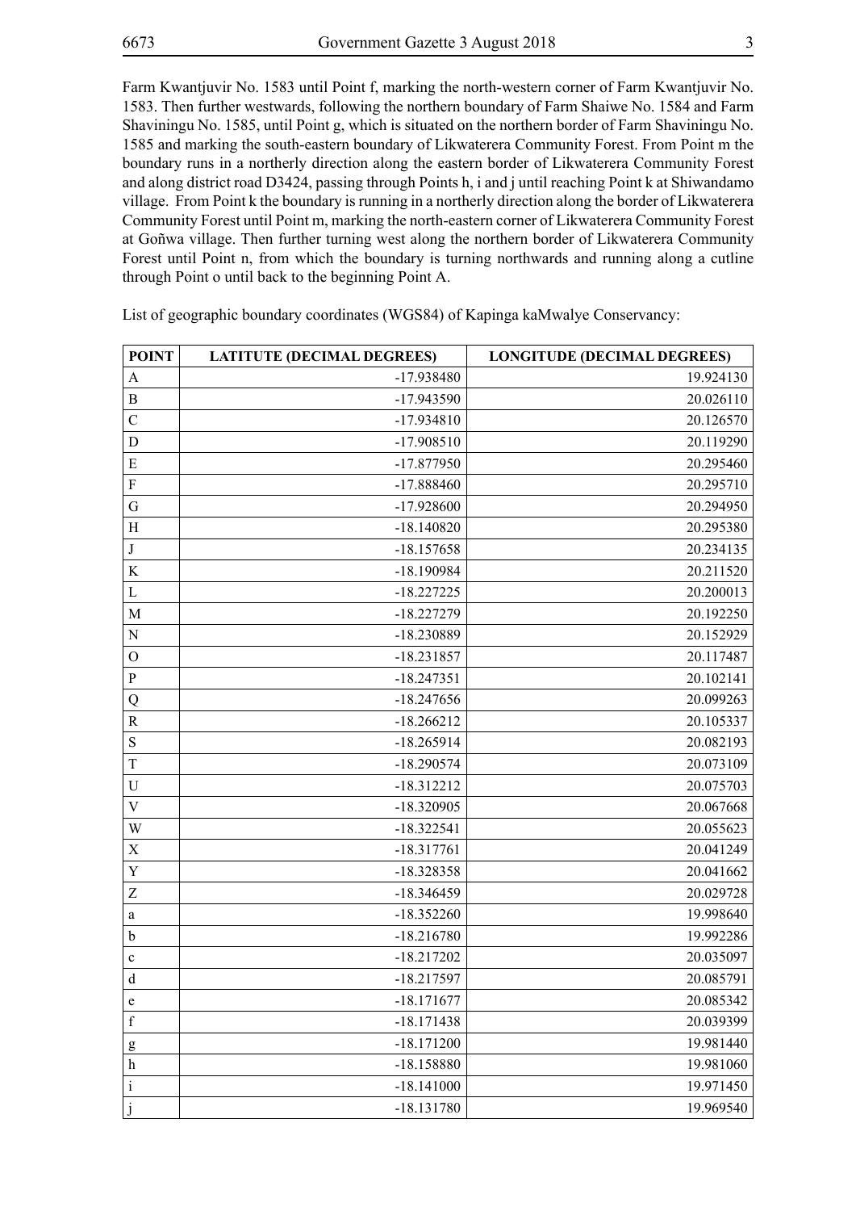Farm Kwantjuvir No. 1583 until Point f, marking the north-western corner of Farm Kwantjuvir No. 1583. Then further westwards, following the northern boundary of Farm Shaiwe No. 1584 and Farm Shaviningu No. 1585, until Point g, which is situated on the northern border of Farm Shaviningu No. 1585 and marking the south-eastern boundary of Likwaterera Community Forest. From Point m the boundary runs in a northerly direction along the eastern border of Likwaterera Community Forest and along district road D3424, passing through Points h, i and j until reaching Point k at Shiwandamo village. From Point k the boundary is running in a northerly direction along the border of Likwaterera Community Forest until Point m, marking the north-eastern corner of Likwaterera Community Forest at Goñwa village. Then further turning west along the northern border of Likwaterera Community Forest until Point n, from which the boundary is turning northwards and running along a cutline through Point o until back to the beginning Point A.

List of geographic boundary coordinates (WGS84) of Kapinga kaMwalye Conservancy:

| POINT | LATITUTE (DECIMAL DEGREES) | LONGITUDE (DECIMAL DEGREES) |
|---|---|---|
| A | -17.938480 | 19.924130 |
| B | -17.943590 | 20.026110 |
| C | -17.934810 | 20.126570 |
| D | -17.908510 | 20.119290 |
| E | -17.877950 | 20.295460 |
| F | -17.888460 | 20.295710 |
| G | -17.928600 | 20.294950 |
| H | -18.140820 | 20.295380 |
| J | -18.157658 | 20.234135 |
| K | -18.190984 | 20.211520 |
| L | -18.227225 | 20.200013 |
| M | -18.227279 | 20.192250 |
| N | -18.230889 | 20.152929 |
| O | -18.231857 | 20.117487 |
| P | -18.247351 | 20.102141 |
| Q | -18.247656 | 20.099263 |
| R | -18.266212 | 20.105337 |
| S | -18.265914 | 20.082193 |
| T | -18.290574 | 20.073109 |
| U | -18.312212 | 20.075703 |
| V | -18.320905 | 20.067668 |
| W | -18.322541 | 20.055623 |
| X | -18.317761 | 20.041249 |
| Y | -18.328358 | 20.041662 |
| Z | -18.346459 | 20.029728 |
| a | -18.352260 | 19.998640 |
| b | -18.216780 | 19.992286 |
| c | -18.217202 | 20.035097 |
| d | -18.217597 | 20.085791 |
| e | -18.171677 | 20.085342 |
| f | -18.171438 | 20.039399 |
| g | -18.171200 | 19.981440 |
| h | -18.158880 | 19.981060 |
| i | -18.141000 | 19.971450 |
| j | -18.131780 | 19.969540 |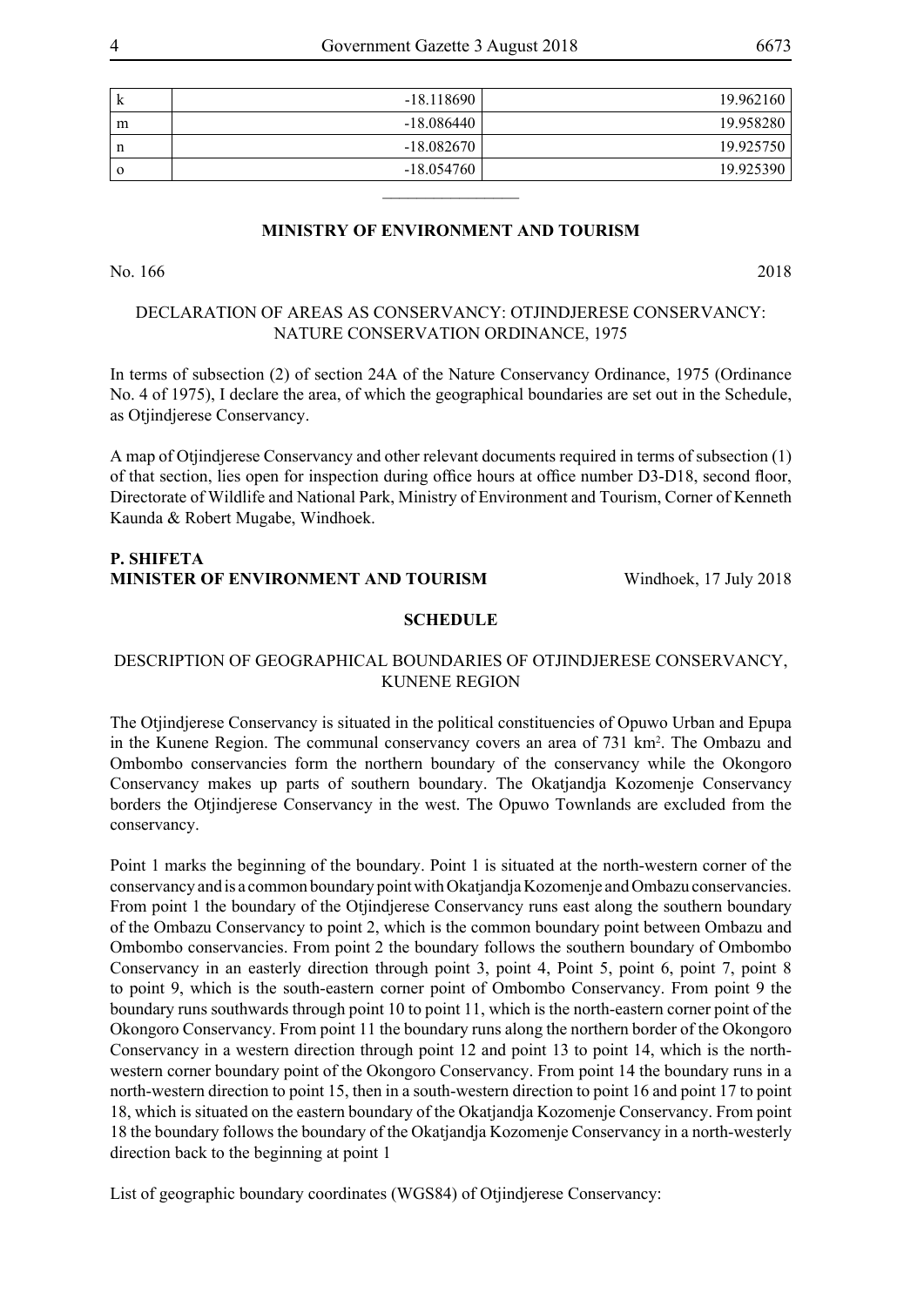| k | -18.118690 | 19.962160 |
|---|---|---|
| m | -18.086440 | 19.958280 |
| n | -18.082670 | 19.925750 |
| o | -18.054760 | 19.925390 |

---

## MINISTRY OF ENVIRONMENT AND TOURISM

No. 166 2018

DECLARATION OF AREAS AS CONSERVANCY: OTJINDJERESE CONSERVANCY: NATURE CONSERVATION ORDINANCE, 1975

In terms of subsection (2) of section 24A of the Nature Conservancy Ordinance, 1975 (Ordinance No. 4 of 1975), I declare the area, of which the geographical boundaries are set out in the Schedule, as Otjindjerese Conservancy.

A map of Otjindjerese Conservancy and other relevant documents required in terms of subsection (1) of that section, lies open for inspection during office hours at office number D3-D18, second floor, Directorate of Wildlife and National Park, Ministry of Environment and Tourism, Corner of Kenneth Kaunda & Robert Mugabe, Windhoek.

**P. SHIFETA**
**MINISTER OF ENVIRONMENT AND TOURISM** Windhoek, 17 July 2018

**SCHEDULE**

DESCRIPTION OF GEOGRAPHICAL BOUNDARIES OF OTJINDJERESE CONSERVANCY, KUNENE REGION

The Otjindjerese Conservancy is situated in the political constituencies of Opuwo Urban and Epupa in the Kunene Region. The communal conservancy covers an area of 731 km$^2$. The Ombazu and Ombombo conservancies form the northern boundary of the conservancy while the Okongoro Conservancy makes up parts of southern boundary. The Okatjandja Kozomenje Conservancy borders the Otjindjerese Conservancy in the west. The Opuwo Townlands are excluded from the conservancy.

Point 1 marks the beginning of the boundary. Point 1 is situated at the north-western corner of the conservancy and is a common boundary point with Okatjandja Kozomenje and Ombazu conservancies. From point 1 the boundary of the Otjindjerese Conservancy runs east along the southern boundary of the Ombazu Conservancy to point 2, which is the common boundary point between Ombazu and Ombombo conservancies. From point 2 the boundary follows the southern boundary of Ombombo Conservancy in an easterly direction through point 3, point 4, Point 5, point 6, point 7, point 8 to point 9, which is the south-eastern corner point of Ombombo Conservancy. From point 9 the boundary runs southwards through point 10 to point 11, which is the north-eastern corner point of the Okongoro Conservancy. From point 11 the boundary runs along the northern border of the Okongoro Conservancy in a western direction through point 12 and point 13 to point 14, which is the north-western corner boundary point of the Okongoro Conservancy. From point 14 the boundary runs in a north-western direction to point 15, then in a south-western direction to point 16 and point 17 to point 18, which is situated on the eastern boundary of the Okatjandja Kozomenje Conservancy. From point 18 the boundary follows the boundary of the Okatjandja Kozomenje Conservancy in a north-westerly direction back to the beginning at point 1

List of geographic boundary coordinates (WGS84) of Otjindjerese Conservancy: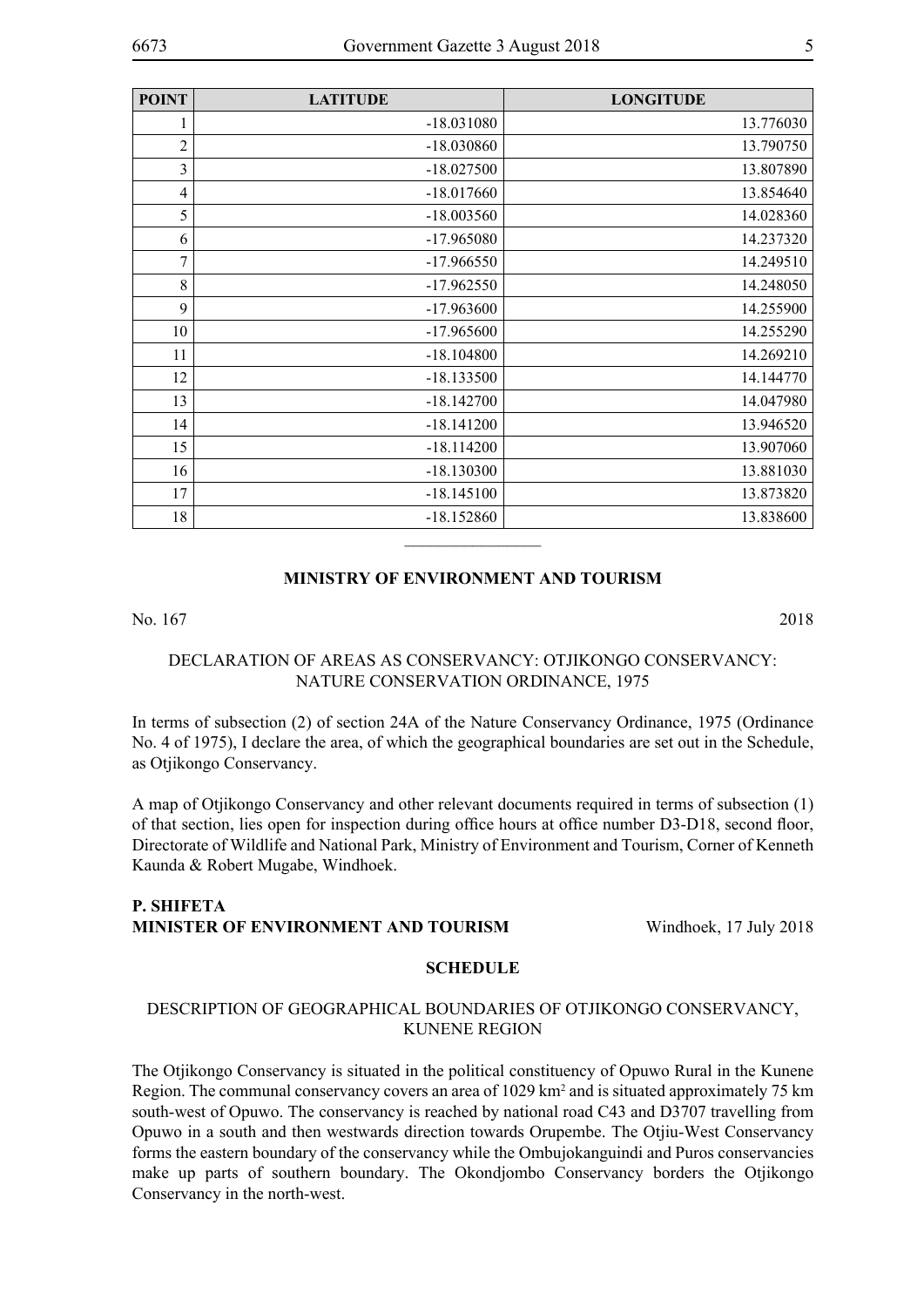| POINT | LATITUDE | LONGITUDE |
|---|---|---|
| 1 | -18.031080 | 13.776030 |
| 2 | -18.030860 | 13.790750 |
| 3 | -18.027500 | 13.807890 |
| 4 | -18.017660 | 13.854640 |
| 5 | -18.003560 | 14.028360 |
| 6 | -17.965080 | 14.237320 |
| 7 | -17.966550 | 14.249510 |
| 8 | -17.962550 | 14.248050 |
| 9 | -17.963600 | 14.255900 |
| 10 | -17.965600 | 14.255290 |
| 11 | -18.104800 | 14.269210 |
| 12 | -18.133500 | 14.144770 |
| 13 | -18.142700 | 14.047980 |
| 14 | -18.141200 | 13.946520 |
| 15 | -18.114200 | 13.907060 |
| 16 | -18.130300 | 13.881030 |
| 17 | -18.145100 | 13.873820 |
| 18 | -18.152860 | 13.838600 |

---

## MINISTRY OF ENVIRONMENT AND TOURISM

No. 167 2018

DECLARATION OF AREAS AS CONSERVANCY: OTJIKONGO CONSERVANCY: NATURE CONSERVATION ORDINANCE, 1975

In terms of subsection (2) of section 24A of the Nature Conservancy Ordinance, 1975 (Ordinance No. 4 of 1975), I declare the area, of which the geographical boundaries are set out in the Schedule, as Otjikongo Conservancy.

A map of Otjikongo Conservancy and other relevant documents required in terms of subsection (1) of that section, lies open for inspection during office hours at office number D3-D18, second floor, Directorate of Wildlife and National Park, Ministry of Environment and Tourism, Corner of Kenneth Kaunda & Robert Mugabe, Windhoek.

**P. SHIFETA**
**MINISTER OF ENVIRONMENT AND TOURISM** Windhoek, 17 July 2018

**SCHEDULE**

DESCRIPTION OF GEOGRAPHICAL BOUNDARIES OF OTJIKONGO CONSERVANCY, KUNENE REGION

The Otjikongo Conservancy is situated in the political constituency of Opuwo Rural in the Kunene Region. The communal conservancy covers an area of 1029 km$^2$ and is situated approximately 75 km south-west of Opuwo. The conservancy is reached by national road C43 and D3707 travelling from Opuwo in a south and then westwards direction towards Orupembe. The Otjiu-West Conservancy forms the eastern boundary of the conservancy while the Ombujokanguindi and Puros conservancies make up parts of southern boundary. The Okondjombo Conservancy borders the Otjikongo Conservancy in the north-west.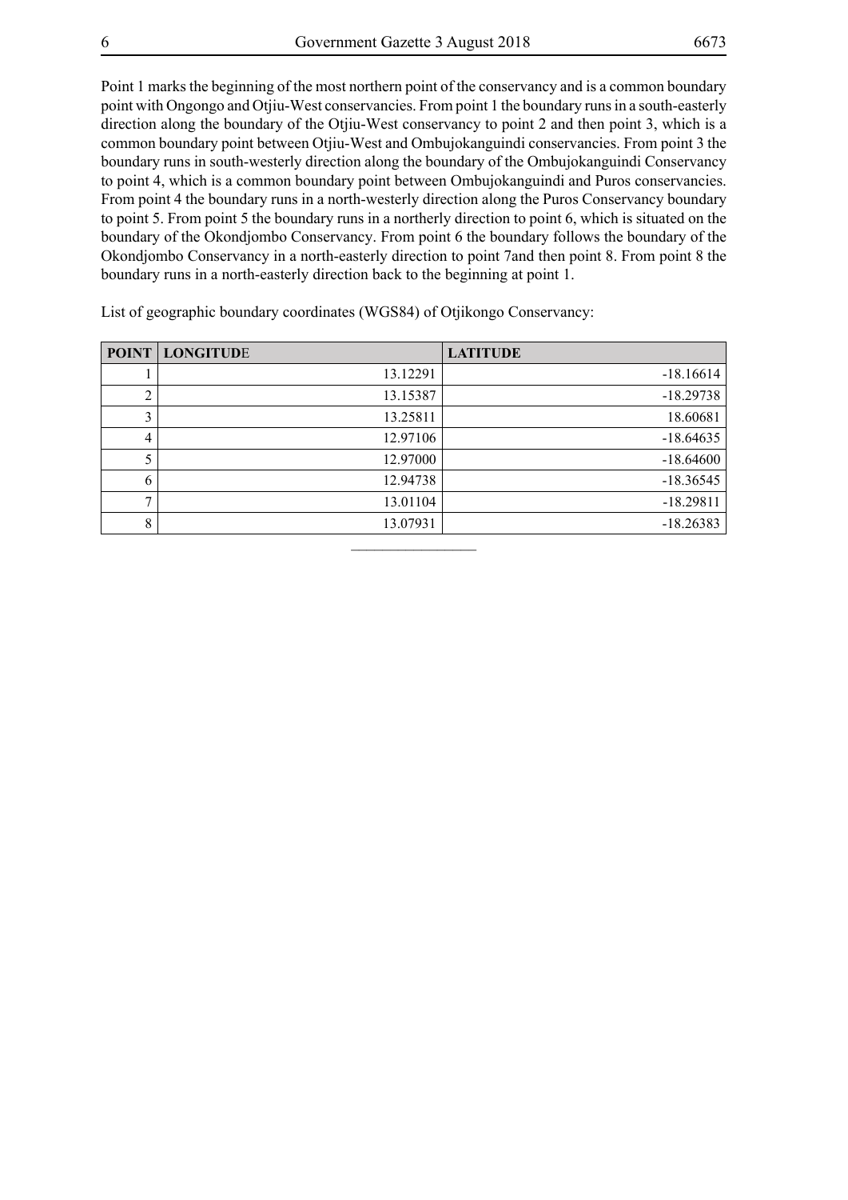Point 1 marks the beginning of the most northern point of the conservancy and is a common boundary point with Ongongo and Otjiu-West conservancies. From point 1 the boundary runs in a south-easterly direction along the boundary of the Otjiu-West conservancy to point 2 and then point 3, which is a common boundary point between Otjiu-West and Ombujokanguindi conservancies. From point 3 the boundary runs in south-westerly direction along the boundary of the Ombujokanguindi Conservancy to point 4, which is a common boundary point between Ombujokanguindi and Puros conservancies. From point 4 the boundary runs in a north-westerly direction along the Puros Conservancy boundary to point 5. From point 5 the boundary runs in a northerly direction to point 6, which is situated on the boundary of the Okondjombo Conservancy. From point 6 the boundary follows the boundary of the Okondjombo Conservancy in a north-easterly direction to point 7and then point 8. From point 8 the boundary runs in a north-easterly direction back to the beginning at point 1.

List of geographic boundary coordinates (WGS84) of Otjikongo Conservancy:

| POINT | LONGITUDE | LATITUDE |
|---|---|---|
| 1 | 13.12291 | -18.16614 |
| 2 | 13.15387 | -18.29738 |
| 3 | 13.25811 | 18.60681 |
| 4 | 12.97106 | -18.64635 |
| 5 | 12.97000 | -18.64600 |
| 6 | 12.94738 | -18.36545 |
| 7 | 13.01104 | -18.29811 |
| 8 | 13.07931 | -18.26383 |